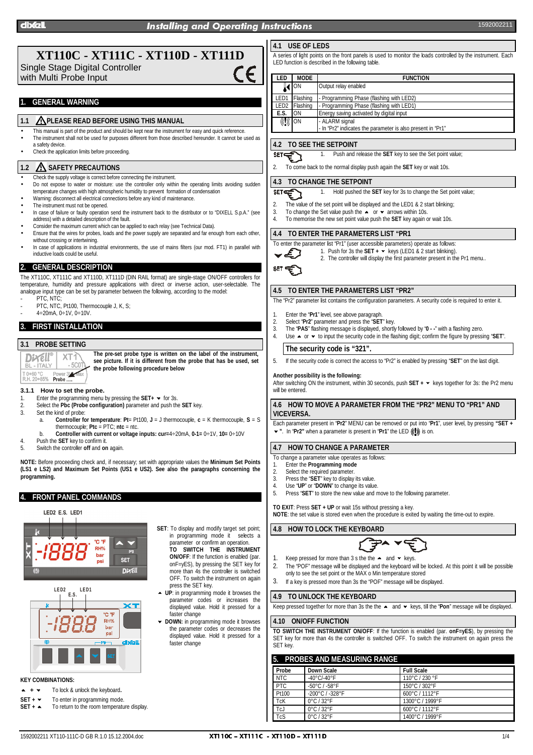# XT110C - XT111C - XT110D - XT111D

Single Stage Digital Controller
with Multi Probe Input

## 1. GENERAL WARNING

### 1.1 PLEASE READ BEFORE USING THIS MANUAL

- This manual is part of the product and should be kept near the instrument for easy and quick reference.
- The instrument shall not be used for purposes different from those described hereunder. It cannot be used as a safety device.
- Check the application limits before proceeding.

### 1.2 SAFETY PRECAUTIONS

- Check the supply voltage is correct before connecting the instrument.
- Do not expose to water or moisture: use the controller only within the operating limits avoiding sudden temperature changes with high atmospheric humidity to prevent formation of condensation
- Warning: disconnect all electrical connections before any kind of maintenance.
- The instrument must not be opened.
- In case of failure or faulty operation send the instrument back to the distributor or to "DIXELL S.p.A." (see address) with a detailed description of the fault.
- Consider the maximum current which can be applied to each relay (see Technical Data).
- Ensure that the wires for probes, loads and the power supply are separated and far enough from each other, without crossing or intertwining.
- In case of applications in industrial environments, the use of mains filters (our mod. FT1) in parallel with inductive loads could be useful.

## 2. GENERAL DESCRIPTION

The XT110C, XT111C and XT110D, XT111D (DIN RAIL format) are single-stage ON/OFF controllers for temperature, humidity and pressure applications with direct or inverse action, user-selectable. The analogue input type can be set by parameter between the following, according to the model:

- PTC, NTC;
- PTC, NTC, Pt100, Thermocouple J, K, S;
- 4÷20mA, 0÷1V, 0÷10V.

## 3. FIRST INSTALLATION

### 3.1 PROBE SETTING

**The pre-set probe type is written on the label of the instrument, see picture. If it is different from the probe that has be used, set the probe following procedure below**

#### 3.1.1 How to set the probe.

1. Enter the programming menu by pressing the **SET+** ▼ for 3s.
2. Select the **Pbc (Probe configuration)** parameter and push the **SET** key.
3. Set the kind of probe:
   a. **Controller for temperature**: **Pt**= Pt100, **J** = J thermocouple, **c** = K thermocouple, **S** = S thermocouple; **Ptc** = PTC; **ntc** = ntc.
   b. **Controller with current or voltage inputs: cur=**4÷20mA, **0-1=** 0÷1V, **10=** 0÷10V
4. Push the **SET** key to confirm it.
5. Switch the controller **off** and **on** again.

**NOTE:** Before proceeding check and, if necessary; set with appropriate values the **Minimum Set Points (LS1 e LS2) and Maximum Set Points (US1 e US2). See also the paragraphs concerning the programming.**

## 4. FRONT PANEL COMMANDS

**SET**: To display and modify target set point; in programming mode it selects a parameter or confirm an operation.
**TO SWITCH THE INSTRUMENT ON/OFF**: If the function is enabled (par. onF=yES), by pressing the SET key for more than 4s the controller is switched OFF. To switch the instrument on again press the SET key.

▲ **UP**: in programming mode it browses the parameter codes or increases the displayed value. Hold it pressed for a faster change

▼ **DOWN**: in programming mode it browses the parameter codes or decreases the displayed value. Hold it pressed for a faster change

**KEY COMBINATIONS:**

| | |
|---|---|
| ▲ + ▼ | To lock & unlock the keyboard. |
| SET + ▼ | To enter in programming mode. |
| SET + ▲ | To return to the room temperature display. |

### 4.1 USE OF LEDS

A series of light points on the front panels is used to monitor the loads controlled by the instrument. Each LED function is described in the following table.

| LED | MODE | FUNCTION |
|---|---|---|
| (relay) | ON | Output relay enabled |
| LED1 | Flashing | - Programming Phase (flashing with LED2) |
| LED2 | Flashing | - Programming Phase (flashing with LED1) |
| E.S. | ON | Energy saving activated by digital input |
| (alarm) | ON | - ALARM signal<br>- In "Pr2" indicates the parameter is also present in "Pr1" |

### 4.2 TO SEE THE SETPOINT

1. Push and release the **SET** key to see the Set point value;
2. To come back to the normal display push again the **SET** key or wait 10s.

### 4.3 TO CHANGE THE SETPOINT

1. Hold pushed the **SET** key for 3s to change the Set point value;
2. The value of the set point will be displayed and the LED1 & 2 start blinking;
3. To change the Set value push the ▲ or ▼ arrows within 10s.
4. To memorise the new set point value push the **SET** key again or wait 10s.

### 4.4 TO ENTER THE PARAMETERS LIST "PR1

To enter the parameter list "Pr1" (user accessible parameters) operate as follows:

1. Push for 3s the **SET +** ▼ keys (LED1 & 2 start blinking).
2. The controller will display the first parameter present in the Pr1 menu..

### 4.5 TO ENTER THE PARAMETERS LIST "PR2"

The "Pr2" parameter list contains the configuration parameters. A security code is required to enter it.

1. Enter the "**Pr1**" level, see above paragraph.
2. Select "**Pr2**" parameter and press the "**SET**" key.
3. The "**PAS**" flashing message is displayed, shortly followed by "**0 - -**" with a flashing zero.
4. Use ▲ or ▼ to input the security code in the flashing digit; confirm the figure by pressing "**SET**".

**The security code is "321".**

5. If the security code is correct the access to "Pr2" is enabled by pressing "**SET**" on the last digit.

**Another possibility is the following:**
After switching ON the instrument, within 30 seconds, push **SET +** ▼ keys together for 3s: the Pr2 menu will be entered.

### 4.6 HOW TO MOVE A PARAMETER FROM THE "PR2" MENU TO "PR1" AND VICEVERSA.

Each parameter present in "**Pr2**" MENU can be removed or put into "**Pr1**", user level, by pressing **"SET +** ▼**"**. In "**Pr2**" when a parameter is present in "**Pr1**" the LED (alarm) is on.

### 4.7 HOW TO CHANGE A PARAMETER

To change a parameter value operates as follows:

1. Enter the **Programming mode**
2. Select the required parameter.
3. Press the "**SET**" key to display its value.
4. Use "**UP**" or "**DOWN**" to change its value.
5. Press "**SET**" to store the new value and move to the following parameter.

**TO EXIT**: Press **SET + UP** or wait 15s without pressing a key.
**NOTE**: the set value is stored even when the procedure is exited by waiting the time-out to expire.

### 4.8 HOW TO LOCK THE KEYBOARD

1. Keep pressed for more than 3 s the the ▲ and ▼ keys.
2. The "POF" message will be displayed and the keyboard will be locked. At this point it will be possible only to see the set point or the MAX o Min temperature stored
3. If a key is pressed more than 3s the "POF" message will be displayed.

### 4.9 TO UNLOCK THE KEYBOARD

Keep pressed together for more than 3s the the ▲ and ▼ keys, till the "**Pon**" message will be displayed.

### 4.10 ON/OFF FUNCTION

**TO SWITCH THE INSTRUMENT ON/OFF**: If the function is enabled (par. **onF=yES**), by pressing the SET key for more than 4s the controller is switched OFF. To switch the instrument on again press the SET key.

## 5. PROBES AND MEASURING RANGE

| Probe | Down Scale | Full Scale |
|---|---|---|
| NTC | -40°C/-40°F | 110°C / 230 °F |
| PTC | -50°C / -58°F | 150°C / 302°F |
| Pt100 | -200°C / -328°F | 600°C / 1112°F |
| TcK | 0°C / 32°F | 1300°C / 1999°F |
| TcJ | 0°C / 32°F | 600°C / 1112°F |
| TcS | 0°C / 32°F | 1400°C / 1999°F |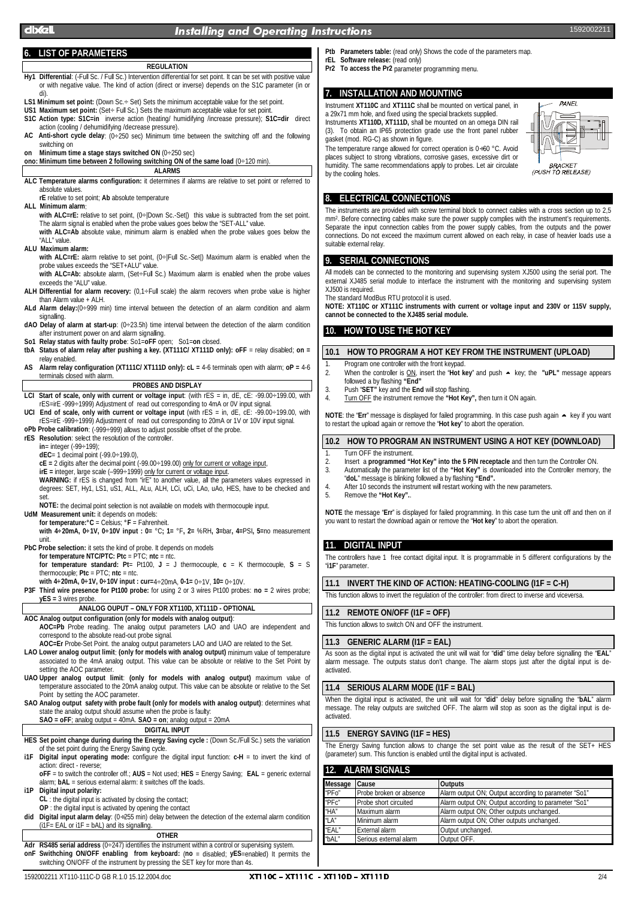## 6. LIST OF PARAMETERS

**REGULATION**

**Hy1 Differential**: (-Full Sc. / Full Sc.) Intervention differential for set point. It can be set with positive value or with negative value. The kind of action (direct or inverse) depends on the S1C parameter (in or di).

**LS1 Minimum set point:** (Down Sc.÷ Set) Sets the minimum acceptable value for the set point.

**US1 Maximum set point:** (Set÷ Full Sc.) Sets the maximum acceptable value for set point.

**S1C Action type: S1C=in** inverse action (heating/ humidifying /increase pressure); **S1C=dir** direct action (cooling / dehumidifying /decrease pressure).

**AC Anti-short cycle delay**: (0÷250 sec) Minimum time between the switching off and the following switching on

**on Minimum time a stage stays switched ON** (0÷250 sec)

**ono: Minimum time between 2 following switching ON of the same load** (0÷120 min).

**ALARMS**

**ALC Temperature alarms configuration:** it determines if alarms are relative to set point or referred to absolute values.

**rE** relative to set point; **Ab** absolute temperature

**ALL Minimum alarm**:

**with ALC=rE:** relative to set point, (0÷|Down Sc.-Set|) this value is subtracted from the set point. The alarm signal is enabled when the probe values goes below the "SET-ALL" value.

**with ALC=Ab** absolute value, minimum alarm is enabled when the probe values goes below the "ALL" value.

**ALU Maximum alarm:**

**with ALC=rE:** alarm relative to set point, (0÷|Full Sc.-Set|) Maximum alarm is enabled when the probe values exceeds the "SET+ALU" value.

**with ALC=Ab:** absolute alarm, (Set÷Full Sc.) Maximum alarm is enabled when the probe values exceeds the "ALU" value.

**ALH Differential for alarm recovery:** (0,1÷Full scale) the alarm recovers when probe value is higher than Alarm value + ALH.

**ALd Alarm delay:**(0÷999 min) time interval between the detection of an alarm condition and alarm signalling.

**dAO Delay of alarm at start-up**: (0÷23.5h) time interval between the detection of the alarm condition after instrument power on and alarm signalling.

**So1 Relay status with faulty probe**: So1=**oFF** open; So1=**on** closed.

**tbA Status of alarm relay after pushing a key. (XT111C/ XT111D only): oFF** = relay disabled; **on =** relay enabled.

**AS Alarm relay configuration (XT111C/ XT111D only): cL =** 4-6 terminals open with alarm; **oP =** 4-6 terminals closed with alarm.

**PROBES AND DISPLAY**

**LCI Start of scale, only with current or voltage input**: (with rES = in, dE, cE: -99.00÷199.00, with rES=irE -999÷1999) Adjustment of read out corresponding to 4mA or 0V input signal.

**UCI End of scale, only with current or voltage input** (with rES = in, dE, cE: -99.00÷199.00, with rES=irE -999÷1999) Adjustment of read out corresponding to 20mA or 1V or 10V input signal.

**oPb Probe calibration**: (-999÷999) allows to adjust possible offset of the probe.

**rES Resolution**: select the resolution of the controller.

**in**= integer (-99÷199);

**dEC**= 1 decimal point (-99.0÷199.0),

**cE =** 2 digits after the decimal point (-99.00÷199.00) only for current or voltage input,

**irE =** integer, large scale (–999÷1999) only for current or voltage input.

**WARNING:** if rES is changed from "irE" to another value, all the parameters values expressed in degrees: SET, Hy1, LS1, uS1, ALL, ALu, ALH, LCi, uCi, LAo, uAo, HES, have to be checked and set.

**NOTE:** the decimal point selection is not available on models with thermocouple input.

**UdM Measurement unit:** it depends on models:

**for temperature:°C** = Celsius; **°F** = Fahrenheit.

**with 4÷20mA, 0÷1V, 0÷10V input : 0=** °C**; 1=** °F**, 2=** %RH**, 3=**bar**, 4=**PSI**, 5=**no measurement unit.

**PbC Probe selection:** it sets the kind of probe. It depends on models

**for temperature NTC/PTC: Ptc** = PTC; **ntc** = ntc.

**for temperature standard: Pt**= Pt100, **J** = J thermocouple, **c** = K thermocouple, **S** = S thermocouple; **Ptc** = PTC; **ntc** = ntc.

**with 4÷20mA, 0÷1V, 0÷10V input : cur=**4÷20mA, **0-1=** 0÷1V, **10=** 0÷10V.

**P3F Third wire presence for Pt100 probe:** for using 2 or 3 wires Pt100 probes: **no =** 2 wires probe; **yES =** 3 wires probe.

**ANALOG OUPUT – ONLY FOR XT110D, XT111D - OPTIONAL**

**AOC Analog output configuration (only for models with analog output)**:

**AOC=Pb** Probe reading. The analog output parameters LAO and UAO are independent and correspond to the absolute read-out probe signal.

**AOC=Er** Probe-Set Point. the analog output parameters LAO and UAO are related to the Set.

**LAO Lower analog output limit**; **(only for models with analog output)** minimum value of temperature associated to the 4mA analog output. This value can be absolute or relative to the Set Point by setting the AOC parameter.

**UAO Upper analog output limit**: **(only for models with analog output)** maximum value of temperature associated to the 20mA analog output. This value can be absolute or relative to the Set Point by setting the AOC parameter.

**SAO Analog output safety with probe fault (only for models with analog output)**: determines what state the analog output should assume when the probe is faulty:

**SAO = oFF**; analog output = 40mA. **SAO = on**; analog output = 20mA

**DIGITAL INPUT**

**HES Set point change during during the Energy Saving cycle :** (Down Sc./Full Sc.) sets the variation of the set point during the Energy Saving cycle.

**i1F Digital input operating mode:** configure the digital input function: **c-H** = to invert the kind of action: direct - reverse;

**oFF** = to switch the controller off.; **AUS** = Not used; **HES** = Energy Saving; **EAL** = generic external alarm; **bAL** = serious external alarm: it switches off the loads.

**i1P Digital input polarity:**

**CL** : the digital input is activated by closing the contact;

**OP** : the digital input is activated by opening the contact

**did Digital input alarm delay**: (0÷255 min) delay between the detection of the external alarm condition (i1F= EAL or i1F = bAL) and its signalling.

**OTHER**

**Adr RS485 serial address** (0÷247) identifies the instrument within a control or supervising system.

**onF Swithching ON/OFF enabling from keyboard:** (**no** = disabled; **yES**=enabled) It permits the switching ON/OFF of the instrument by pressing the SET key for more than 4s.

**Ptb Parameters table:** (read only) Shows the code of the parameters map.

**rEL Software release:** (read only)

**Pr2 To access the Pr2** parameter programming menu.

## 7. INSTALLATION AND MOUNTING

Instrument **XT110C** and **XT111C** shall be mounted on vertical panel, in a 29x71 mm hole, and fixed using the special brackets supplied.

Instruments **XT110D, XT111D,** shall be mounted on an omega DIN rail (3). To obtain an IP65 protection grade use the front panel rubber gasket (mod. RG-C) as shown in figure.

The temperature range allowed for correct operation is 0÷60 °C. Avoid places subject to strong vibrations, corrosive gases, excessive dirt or humidity. The same recommendations apply to probes. Let air circulate by the cooling holes.

PANEL

BRACKET (PUSH TO RELEASE)

## 8. ELECTRICAL CONNECTIONS

The instruments are provided with screw terminal block to connect cables with a cross section up to 2,5 mm². Before connecting cables make sure the power supply complies with the instrument's requirements. Separate the input connection cables from the power supply cables, from the outputs and the power connections. Do not exceed the maximum current allowed on each relay, in case of heavier loads use a suitable external relay.

## 9. SERIAL CONNECTIONS

All models can be connected to the monitoring and supervising system XJ500 using the serial port. The external XJ485 serial module to interface the instrument with the monitoring and supervising system XJ500 is required.

The standard ModBus RTU protocol it is used.

**NOTE: XT110C or XT111C instruments with current or voltage input and 230V or 115V supply, cannot be connected to the XJ485 serial module.**

## 10. HOW TO USE THE HOT KEY

### 10.1 HOW TO PROGRAM A HOT KEY FROM THE INSTRUMENT (UPLOAD)

1. Program one controller with the front keypad.
2. When the controller is ON, insert the "**Hot key**" and push ▲ key; the **"uPL"** message appears followed a by flashing **"End"**
3. Push "**SET"** key and the **End** will stop flashing.
4. Turn OFF the instrument remove the **"Hot Key",** then turn it ON again.

**NOTE**: the "**Err**" message is displayed for failed programming. In this case push again ▲ key if you want to restart the upload again or remove the "**Hot key**" to abort the operation.

### 10.2 HOW TO PROGRAM AN INSTRUMENT USING A HOT KEY (DOWNLOAD)

1. Turn OFF the instrument.
2. Insert a **programmed "Hot Key" into the 5 PIN receptacle** and then turn the Controller ON.
3. Automatically the parameter list of the **"Hot Key"** is downloaded into the Controller memory, the "**doL**" message is blinking followed a by flashing **"End".**
4. After 10 seconds the instrument will restart working with the new parameters.
5. Remove the **"Hot Key".**.

**NOTE** the message "**Err**" is displayed for failed programming. In this case turn the unit off and then on if you want to restart the download again or remove the "**Hot key**" to abort the operation.

## 11. DIGITAL INPUT

The controllers have 1 free contact digital input. It is programmable in 5 different configurations by the "**i1F**" parameter.

### 11.1 INVERT THE KIND OF ACTION: HEATING-COOLING (I1F = C-H)

This function allows to invert the regulation of the controller: from direct to inverse and viceversa.

### 11.2 REMOTE ON/OFF (I1F = OFF)

This function allows to switch ON and OFF the instrument.

### 11.3 GENERIC ALARM (I1F = EAL)

As soon as the digital input is activated the unit will wait for "**did**" time delay before signalling the "**EAL**" alarm message. The outputs status don't change. The alarm stops just after the digital input is de-activated.

### 11.4 SERIOUS ALARM MODE (I1F = BAL)

When the digital input is activated, the unit will wait for "**did**" delay before signalling the "**bAL**" alarm message. The relay outputs are switched OFF. The alarm will stop as soon as the digital input is de-activated.

### 11.5 ENERGY SAVING (I1F = HES)

The Energy Saving function allows to change the set point value as the result of the SET+ HES (parameter) sum. This function is enabled until the digital input is activated.

## 12. ALARM SIGNALS

| Message | Cause | Outputs |
|---|---|---|
| "PFo" | Probe broken or absence | Alarm output ON; Output according to parameter "So1" |
| "PFc" | Probe short circuited | Alarm output ON; Output according to parameter "So1" |
| "HA" | Maximum alarm | Alarm output ON; Other outputs unchanged. |
| "LA" | Minimum alarm | Alarm output ON; Other outputs unchanged. |
| "EAL" | External alarm | Output unchanged. |
| "bAL" | Serious external alarm | Output OFF. |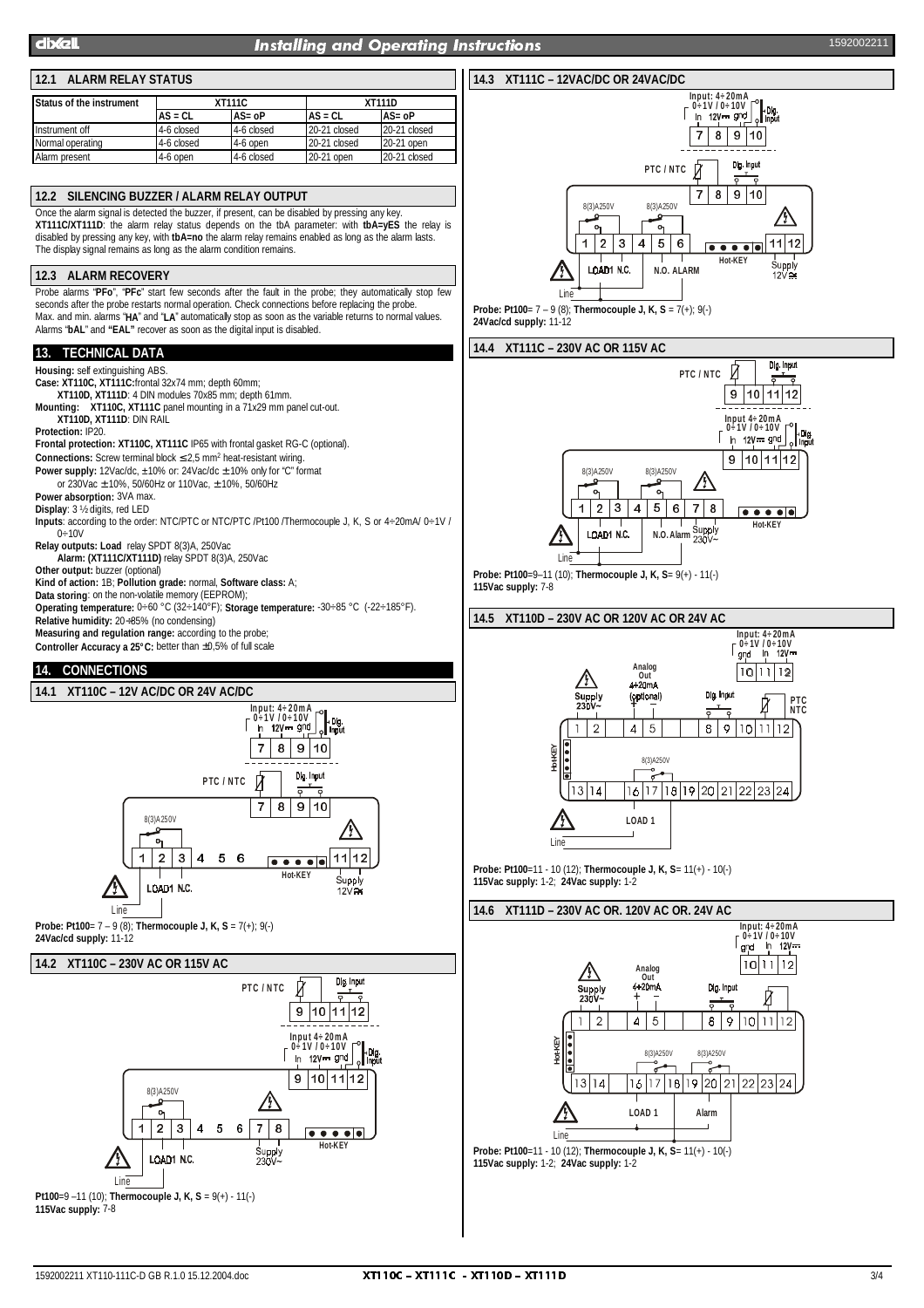## 12.1 ALARM RELAY STATUS

| Status of the instrument | XT111C | | XT111D | |
|---|---|---|---|---|
| | AS = CL | AS= oP | AS = CL | AS= oP |
| Instrument off | 4-6 closed | 4-6 closed | 20-21 closed | 20-21 closed |
| Normal operating | 4-6 closed | 4-6 open | 20-21 closed | 20-21 open |
| Alarm present | 4-6 open | 4-6 closed | 20-21 open | 20-21 closed |

## 12.2 SILENCING BUZZER / ALARM RELAY OUTPUT

Once the alarm signal is detected the buzzer, if present, can be disabled by pressing any key.
**XT111C/XT111D**: the alarm relay status depends on the tbA parameter: with **tbA=yES** the relay is disabled by pressing any key, with **tbA=no** the alarm relay remains enabled as long as the alarm lasts.
The display signal remains as long as the alarm condition remains.

## 12.3 ALARM RECOVERY

Probe alarms "**PFo**", "**PFc**" start few seconds after the fault in the probe; they automatically stop few seconds after the probe restarts normal operation. Check connections before replacing the probe.
Max. and min. alarms "**HA**" and "**LA**" automatically stop as soon as the variable returns to normal values.
Alarms "**bAL**" and **"EAL"** recover as soon as the digital input is disabled.

## 13. TECHNICAL DATA

**Housing:** self extinguishing ABS.
**Case: XT110C, XT111C:** frontal 32x74 mm; depth 60mm;
**XT110D, XT111D**: 4 DIN modules 70x85 mm; depth 61mm.
**Mounting: XT110C, XT111C** panel mounting in a 71x29 mm panel cut-out.
**XT110D, XT111D**: DIN RAIL
**Protection:** IP20.
**Frontal protection: XT110C, XT111C** IP65 with frontal gasket RG-C (optional).
**Connections:** Screw terminal block ≤2,5 mm² heat-resistant wiring.
**Power supply:** 12Vac/dc, ±10% or: 24Vac/dc ±10% only for "C" format
or 230Vac ±10%, 50/60Hz or 110Vac, ±10%, 50/60Hz
**Power absorption:** 3VA max.
**Display**: 3 ½ digits, red LED
**Inputs**: according to the order: NTC/PTC or NTC/PTC /Pt100 /Thermocouple J, K, S or 4÷20mA/ 0÷1V / 0÷10V
**Relay outputs: Load** relay SPDT 8(3)A, 250Vac
**Alarm: (XT111C/XT111D)** relay SPDT 8(3)A, 250Vac
**Other output:** buzzer (optional)
**Kind of action:** 1B; **Pollution grade:** normal, **Software class:** A;
**Data storing**: on the non-volatile memory (EEPROM);
**Operating temperature:** 0÷60 °C (32÷140°F); **Storage temperature:** -30÷85 °C (-22÷185°F).
**Relative humidity:** 20÷85% (no condensing)
**Measuring and regulation range:** according to the probe;
**Controller Accuracy a 25°C:** better than ±0,5% of full scale

## 14. CONNECTIONS

### 14.1 XT110C – 12V AC/DC OR 24V AC/DC

**Probe: Pt100**= 7 – 9 (8); **Thermocouple J, K, S** = 7(+); 9(-)
**24Vac/cd supply:** 11-12

### 14.2 XT110C – 230V AC OR 115V AC

**Pt100**=9 –11 (10); **Thermocouple J, K, S** = 9(+) - 11(-)
**115Vac supply:** 7-8

### 14.3 XT111C – 12VAC/DC OR 24VAC/DC

**Probe: Pt100**= 7 – 9 (8); **Thermocouple J, K, S** = 7(+); 9(-)
**24Vac/cd supply:** 11-12

### 14.4 XT111C – 230V AC OR 115V AC

**Probe: Pt100**=9–11 (10); **Thermocouple J, K, S**= 9(+) - 11(-)
**115Vac supply:** 7-8

### 14.5 XT110D – 230V AC OR 120V AC OR 24V AC

**Probe: Pt100**=11 - 10 (12); **Thermocouple J, K, S**= 11(+) - 10(-)
**115Vac supply:** 1-2; **24Vac supply:** 1-2

### 14.6 XT111D – 230V AC OR. 120V AC OR. 24V AC

**Probe: Pt100**=11 - 10 (12); **Thermocouple J, K, S**= 11(+) - 10(-)
**115Vac supply:** 1-2; **24Vac supply:** 1-2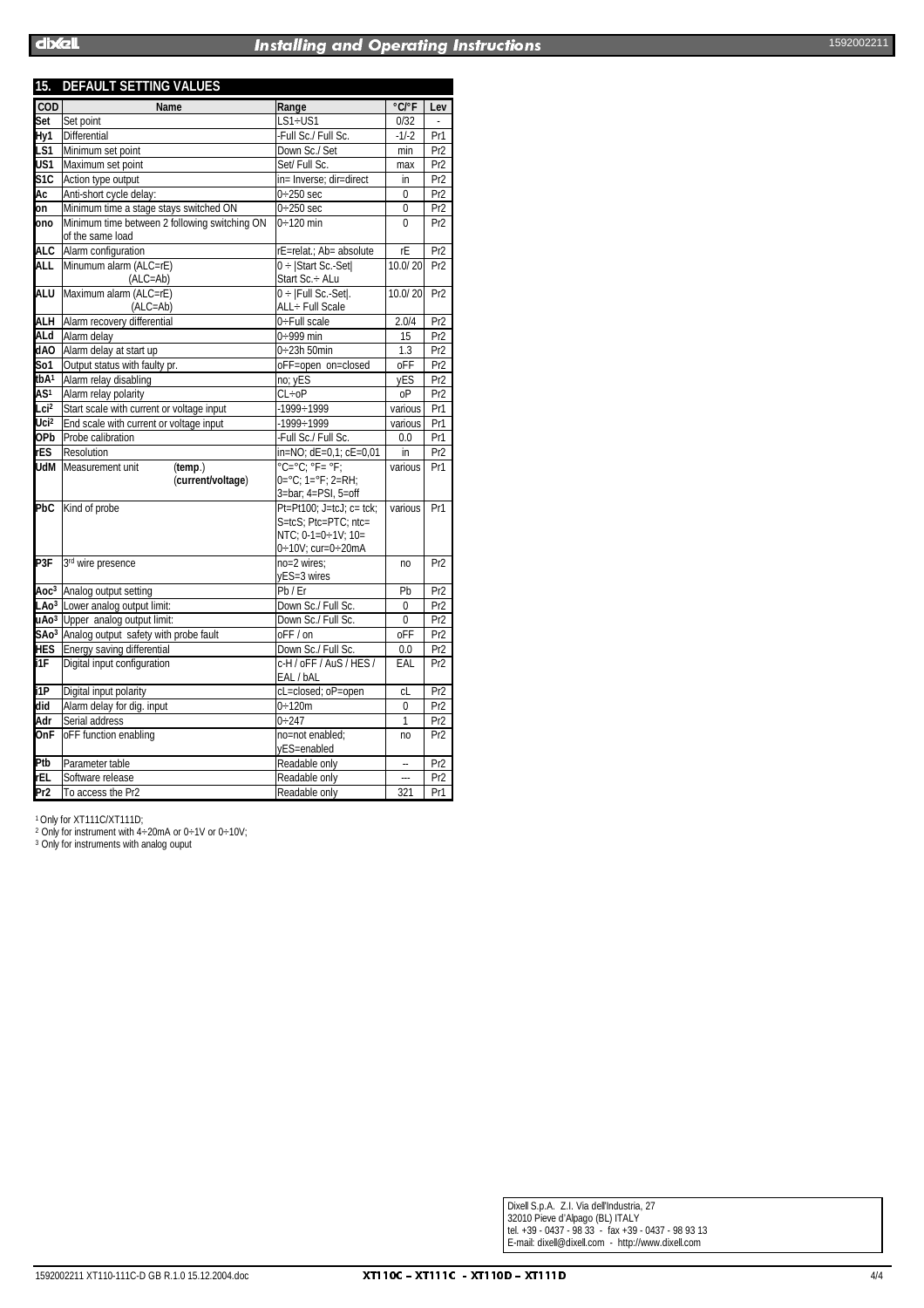## 15. DEFAULT SETTING VALUES

| COD | Name | Range | °C/°F | Lev |
|---|---|---|---|---|
| Set | Set point | LS1÷US1 | 0/32 | - |
| Hy1 | Differential | -Full Sc./ Full Sc. | -1/-2 | Pr1 |
| LS1 | Minimum set point | Down Sc./ Set | min | Pr2 |
| US1 | Maximum set point | Set/ Full Sc. | max | Pr2 |
| S1C | Action type output | in= Inverse; dir=direct | in | Pr2 |
| Ac | Anti-short cycle delay: | 0÷250 sec | 0 | Pr2 |
| on | Minimum time a stage stays switched ON | 0÷250 sec | 0 | Pr2 |
| ono | Minimum time between 2 following switching ON of the same load | 0÷120 min | 0 | Pr2 |
| ALC | Alarm configuration | rE=relat.; Ab= absolute | rE | Pr2 |
| ALL | Minumum alarm (ALC=rE) (ALC=Ab) | 0 ÷ \|Start Sc.-Set\| Start Sc.÷ ALu | 10.0/ 20 | Pr2 |
| ALU | Maximum alarm (ALC=rE) (ALC=Ab) | 0 ÷ \|Full Sc.-Set\|. ALL÷ Full Scale | 10.0/ 20 | Pr2 |
| ALH | Alarm recovery differential | 0÷Full scale | 2.0/4 | Pr2 |
| ALd | Alarm delay | 0÷999 min | 15 | Pr2 |
| dAO | Alarm delay at start up | 0÷23h 50min | 1.3 | Pr2 |
| So1 | Output status with faulty pr. | oFF=open on=closed | oFF | Pr2 |
| tbA[1] | Alarm relay disabling | no; yES | yES | Pr2 |
| AS[1] | Alarm relay polarity | CL÷oP | oP | Pr2 |
| Lci[2] | Start scale with current or voltage input | -1999÷1999 | various | Pr1 |
| Uci[2] | End scale with current or voltage input | -1999÷1999 | various | Pr1 |
| OPb | Probe calibration | -Full Sc./ Full Sc. | 0.0 | Pr1 |
| rES | Resolution | in=NO; dE=0,1; cE=0,01 | in | Pr2 |
| UdM | Measurement unit (temp.) (current/voltage) | °C=°C; °F= °F; 0=°C; 1=°F; 2=RH; 3=bar; 4=PSI, 5=off | various | Pr1 |
| PbC | Kind of probe | Pt=Pt100; J=tcJ; c= tck; S=tcS; Ptc=PTC; ntc= NTC; 0-1=0÷1V; 10= 0÷10V; cur=0÷20mA | various | Pr1 |
| P3F | 3rd wire presence | no=2 wires; yES=3 wires | no | Pr2 |
| Aoc[3] | Analog output setting | Pb / Er | Pb | Pr2 |
| LAo[3] | Lower analog output limit: | Down Sc./ Full Sc. | 0 | Pr2 |
| uAo[3] | Upper analog output limit: | Down Sc./ Full Sc. | 0 | Pr2 |
| SAo[3] | Analog output safety with probe fault | oFF / on | oFF | Pr2 |
| HES | Energy saving differential | Down Sc./ Full Sc. | 0.0 | Pr2 |
| i1F | Digital input configuration | c-H / oFF / AuS / HES / EAL / bAL | EAL | Pr2 |
| i1P | Digital input polarity | cL=closed; oP=open | cL | Pr2 |
| did | Alarm delay for dig. input | 0÷120m | 0 | Pr2 |
| Adr | Serial address | 0÷247 | 1 | Pr2 |
| OnF | oFF function enabling | no=not enabled; yES=enabled | no | Pr2 |
| Ptb | Parameter table | Readable only | -- | Pr2 |
| rEL | Software release | Readable only | --- | Pr2 |
| Pr2 | To access the Pr2 | Readable only | 321 | Pr1 |

[1] Only for XT111C/XT111D;
[2] Only for instrument with 4÷20mA or 0÷1V or 0÷10V;
[3] Only for instruments with analog ouput

Dixell S.p.A. Z.I. Via dell'Industria, 27
32010 Pieve d'Alpago (BL) ITALY
tel. +39 - 0437 - 98 33 - fax +39 - 0437 - 98 93 13
E-mail: dixell@dixell.com - http://www.dixell.com